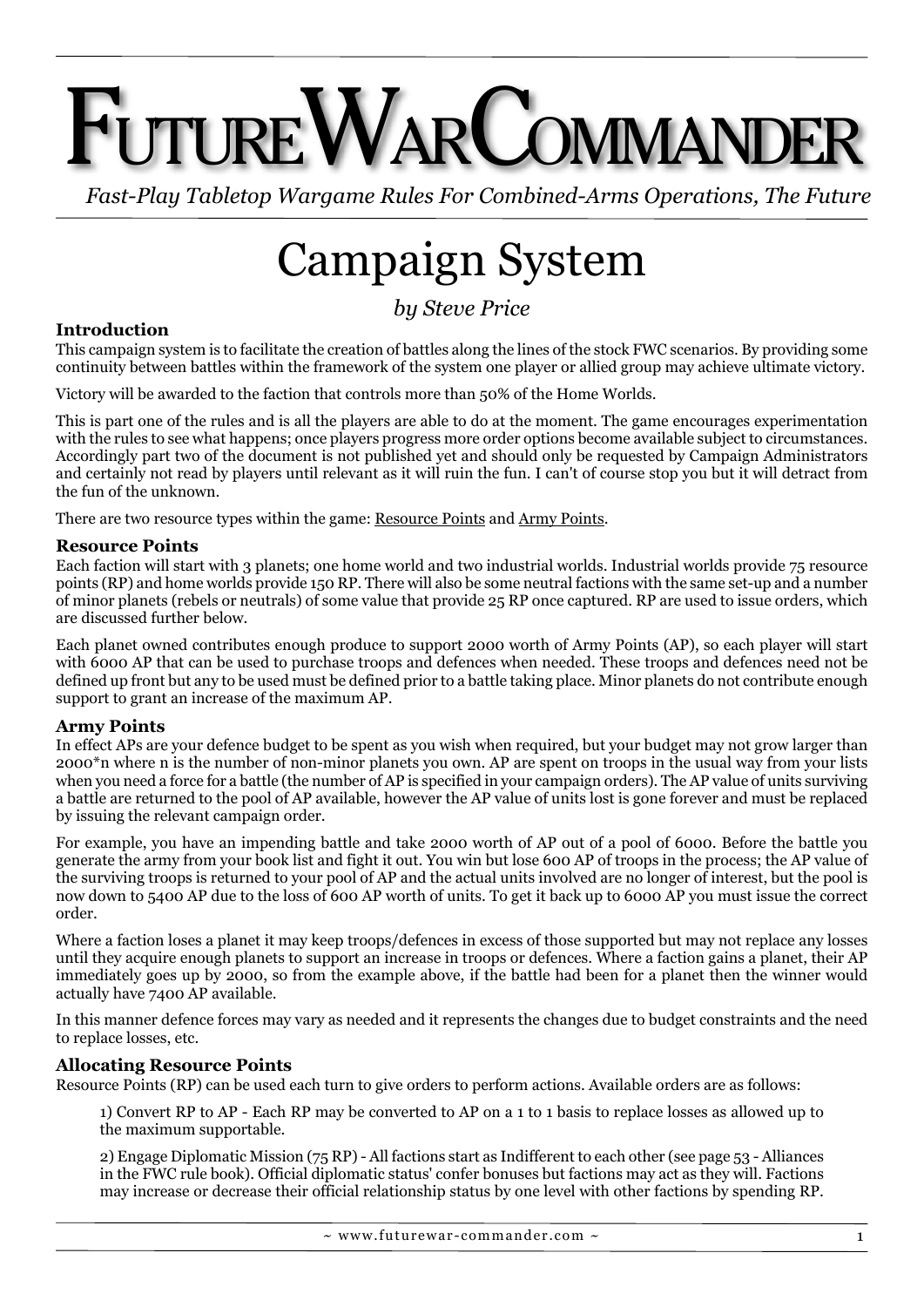# FutureWarCommander

*Fast-Play Tabletop Wargame Rules For Combined-Arms Operations, The Future*

# Campaign System

*by Steve Price*

### Introduction

This campaign system is to facilitate the creation of battles along the lines of the stock FWC scenarios. By providing some continuity between battles within the framework of the system one player or allied group may achieve ultimate victory.

Victory will be awarded to the faction that controls more than 50% of the Home Worlds.

This is part one of the rules and is all the players are able to do at the moment. The game encourages experimentation with the rules to see what happens; once players progress more order options become available subject to circumstances. Accordingly part two of the document is not published yet and should only be requested by Campaign Administrators and certainly not read by players until relevant as it will ruin the fun. I can't of course stop you but it will detract from the fun of the unknown.

There are two resource types within the game: Resource Points and Army Points.

### Resource Points

Each faction will start with 3 planets; one home world and two industrial worlds. Industrial worlds provide 75 resource points (RP) and home worlds provide 150 RP. There will also be some neutral factions with the same set-up and a number of minor planets (rebels or neutrals) of some value that provide 25 RP once captured. RP are used to issue orders, which are discussed further below.

Each planet owned contributes enough produce to support 2000 worth of Army Points (AP), so each player will start with 6000 AP that can be used to purchase troops and defences when needed. These troops and defences need not be defined up front but any to be used must be defined prior to a battle taking place. Minor planets do not contribute enough support to grant an increase of the maximum AP.

### Army Points

In effect APs are your defence budget to be spent as you wish when required, but your budget may not grow larger than 2000*n where n is the number of non-minor planets you own. AP are spent on troops in the usual way from your lists when you need a force for a battle (the number of AP is specified in your campaign orders). The AP value of units surviving a battle are returned to the pool of AP available, however the AP value of units lost is gone forever and must be replaced by issuing the relevant campaign order.

For example, you have an impending battle and take 2000 worth of AP out of a pool of 6000. Before the battle you generate the army from your book list and fight it out. You win but lose 600 AP of troops in the process; the AP value of the surviving troops is returned to your pool of AP and the actual units involved are no longer of interest, but the pool is now down to 5400 AP due to the loss of 600 AP worth of units. To get it back up to 6000 AP you must issue the correct order.

Where a faction loses a planet it may keep troops/defences in excess of those supported but may not replace any losses until they acquire enough planets to support an increase in troops or defences. Where a faction gains a planet, their AP immediately goes up by 2000, so from the example above, if the battle had been for a planet then the winner would actually have 7400 AP available.

In this manner defence forces may vary as needed and it represents the changes due to budget constraints and the need to replace losses, etc.

### Allocating Resource Points

Resource Points (RP) can be used each turn to give orders to perform actions. Available orders are as follows:

1) Convert RP to AP - Each RP may be converted to AP on a 1 to 1 basis to replace losses as allowed up to the maximum supportable.

2) Engage Diplomatic Mission (75 RP) - All factions start as Indifferent to each other (see page 53 - Alliances in the FWC rule book). Official diplomatic status' confer bonuses but factions may act as they will. Factions may increase or decrease their official relationship status by one level with other factions by spending RP.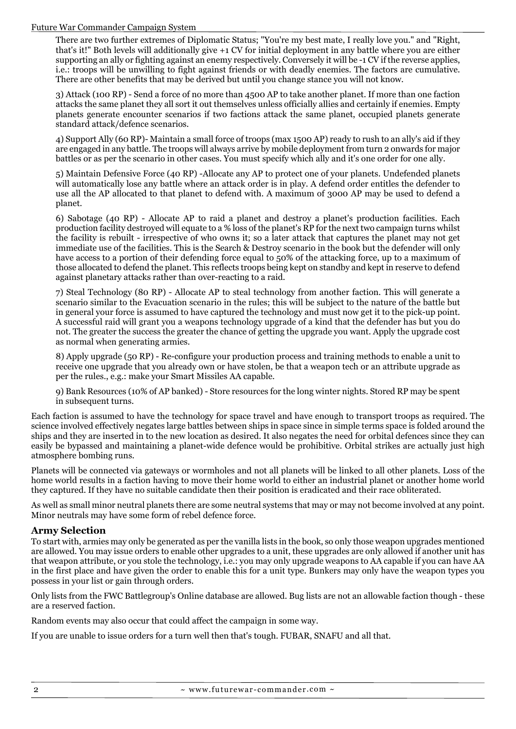There are two further extremes of Diplomatic Status; "You're my best mate, I really love you." and "Right, that's it!" Both levels will additionally give +1 CV for initial deployment in any battle where you are either supporting an ally or fighting against an enemy respectively. Conversely it will be -1 CV if the reverse applies, i.e.: troops will be unwilling to fight against friends or with deadly enemies. The factors are cumulative. There are other benefits that may be derived but until you change stance you will not know.

3) Attack (100 RP) - Send a force of no more than 4500 AP to take another planet. If more than one faction attacks the same planet they all sort it out themselves unless officially allies and certainly if enemies. Empty planets generate encounter scenarios if two factions attack the same planet, occupied planets generate standard attack/defence scenarios.

4) Support Ally (60 RP)- Maintain a small force of troops (max 1500 AP) ready to rush to an ally's aid if they are engaged in any battle. The troops will always arrive by mobile deployment from turn 2 onwards for major battles or as per the scenario in other cases. You must specify which ally and it's one order for one ally.

5) Maintain Defensive Force (40 RP) -Allocate any AP to protect one of your planets. Undefended planets will automatically lose any battle where an attack order is in play. A defend order entitles the defender to use all the AP allocated to that planet to defend with. A maximum of 3000 AP may be used to defend a planet.

6) Sabotage (40 RP) - Allocate AP to raid a planet and destroy a planet's production facilities. Each production facility destroyed will equate to a % loss of the planet's RP for the next two campaign turns whilst the facility is rebuilt - irrespective of who owns it; so a later attack that captures the planet may not get immediate use of the facilities. This is the Search & Destroy scenario in the book but the defender will only have access to a portion of their defending force equal to 50% of the attacking force, up to a maximum of those allocated to defend the planet. This reflects troops being kept on standby and kept in reserve to defend against planetary attacks rather than over-reacting to a raid.

7) Steal Technology (80 RP) - Allocate AP to steal technology from another faction. This will generate a scenario similar to the Evacuation scenario in the rules; this will be subject to the nature of the battle but in general your force is assumed to have captured the technology and must now get it to the pick-up point. A successful raid will grant you a weapons technology upgrade of a kind that the defender has but you do not. The greater the success the greater the chance of getting the upgrade you want. Apply the upgrade cost as normal when generating armies.

8) Apply upgrade (50 RP) - Re-configure your production process and training methods to enable a unit to receive one upgrade that you already own or have stolen, be that a weapon tech or an attribute upgrade as per the rules., e.g.: make your Smart Missiles AA capable.

9) Bank Resources (10% of AP banked) - Store resources for the long winter nights. Stored RP may be spent in subsequent turns.

Each faction is assumed to have the technology for space travel and have enough to transport troops as required. The science involved effectively negates large battles between ships in space since in simple terms space is folded around the ships and they are inserted in to the new location as desired. It also negates the need for orbital defences since they can easily be bypassed and maintaining a planet-wide defence would be prohibitive. Orbital strikes are actually just high atmosphere bombing runs.

Planets will be connected via gateways or wormholes and not all planets will be linked to all other planets. Loss of the home world results in a faction having to move their home world to either an industrial planet or another home world they captured. If they have no suitable candidate then their position is eradicated and their race obliterated.

As well as small minor neutral planets there are some neutral systems that may or may not become involved at any point. Minor neutrals may have some form of rebel defence force.

## Army Selection

To start with, armies may only be generated as per the vanilla lists in the book, so only those weapon upgrades mentioned are allowed. You may issue orders to enable other upgrades to a unit, these upgrades are only allowed if another unit has that weapon attribute, or you stole the technology, i.e.: you may only upgrade weapons to AA capable if you can have AA in the first place and have given the order to enable this for a unit type. Bunkers may only have the weapon types you possess in your list or gain through orders.

Only lists from the FWC Battlegroup's Online database are allowed. Bug lists are not an allowable faction though - these are a reserved faction.

Random events may also occur that could affect the campaign in some way.

If you are unable to issue orders for a turn well then that's tough. FUBAR, SNAFU and all that.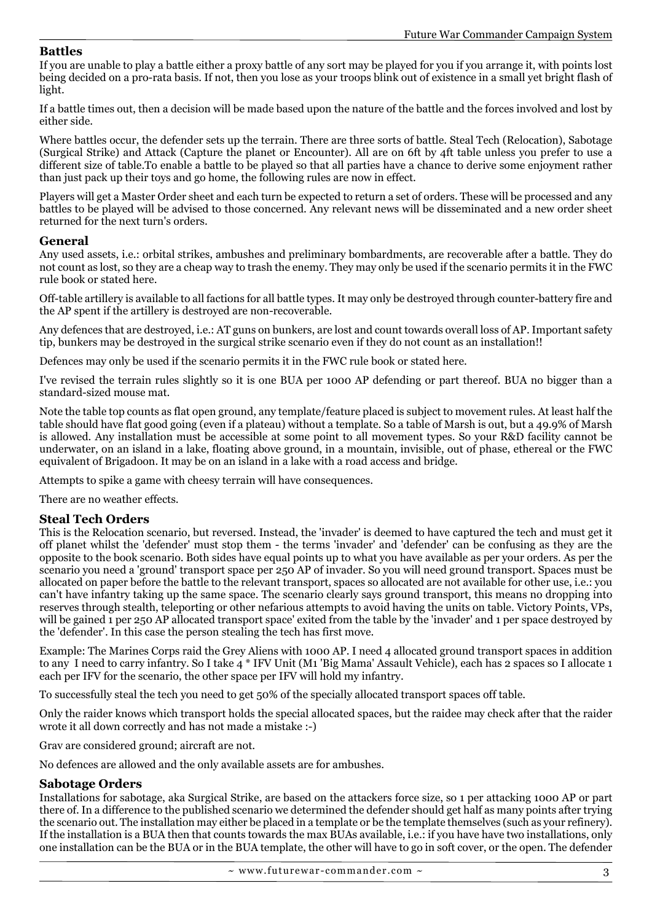## Battles

If you are unable to play a battle either a proxy battle of any sort may be played for you if you arrange it, with points lost being decided on a pro-rata basis. If not, then you lose as your troops blink out of existence in a small yet bright flash of light.

If a battle times out, then a decision will be made based upon the nature of the battle and the forces involved and lost by either side.

Where battles occur, the defender sets up the terrain. There are three sorts of battle. Steal Tech (Relocation), Sabotage (Surgical Strike) and Attack (Capture the planet or Encounter). All are on 6ft by 4ft table unless you prefer to use a different size of table.To enable a battle to be played so that all parties have a chance to derive some enjoyment rather than just pack up their toys and go home, the following rules are now in effect.

Players will get a Master Order sheet and each turn be expected to return a set of orders. These will be processed and any battles to be played will be advised to those concerned. Any relevant news will be disseminated and a new order sheet returned for the next turn's orders.

## General

Any used assets, i.e.: orbital strikes, ambushes and preliminary bombardments, are recoverable after a battle. They do not count as lost, so they are a cheap way to trash the enemy. They may only be used if the scenario permits it in the FWC rule book or stated here.

Off-table artillery is available to all factions for all battle types. It may only be destroyed through counter-battery fire and the AP spent if the artillery is destroyed are non-recoverable.

Any defences that are destroyed, i.e.: AT guns on bunkers, are lost and count towards overall loss of AP. Important safety tip, bunkers may be destroyed in the surgical strike scenario even if they do not count as an installation!!

Defences may only be used if the scenario permits it in the FWC rule book or stated here.

I've revised the terrain rules slightly so it is one BUA per 1000 AP defending or part thereof. BUA no bigger than a standard-sized mouse mat.

Note the table top counts as flat open ground, any template/feature placed is subject to movement rules. At least half the table should have flat good going (even if a plateau) without a template. So a table of Marsh is out, but a 49.9% of Marsh is allowed. Any installation must be accessible at some point to all movement types. So your R&D facility cannot be underwater, on an island in a lake, floating above ground, in a mountain, invisible, out of phase, ethereal or the FWC equivalent of Brigadoon. It may be on an island in a lake with a road access and bridge.

Attempts to spike a game with cheesy terrain will have consequences.

There are no weather effects.

## Steal Tech Orders

This is the Relocation scenario, but reversed. Instead, the 'invader' is deemed to have captured the tech and must get it off planet whilst the 'defender' must stop them - the terms 'invader' and 'defender' can be confusing as they are the opposite to the book scenario. Both sides have equal points up to what you have available as per your orders. As per the scenario you need a 'ground' transport space per 250 AP of invader. So you will need ground transport. Spaces must be allocated on paper before the battle to the relevant transport, spaces so allocated are not available for other use, i.e.: you can't have infantry taking up the same space. The scenario clearly says ground transport, this means no dropping into reserves through stealth, teleporting or other nefarious attempts to avoid having the units on table. Victory Points, VPs, will be gained 1 per 250 AP allocated transport space' exited from the table by the 'invader' and 1 per space destroyed by the 'defender'. In this case the person stealing the tech has first move.

Example: The Marines Corps raid the Grey Aliens with 1000 AP. I need 4 allocated ground transport spaces in addition to any I need to carry infantry. So I take 4 * IFV Unit (M1 'Big Mama' Assault Vehicle), each has 2 spaces so I allocate 1 each per IFV for the scenario, the other space per IFV will hold my infantry.

To successfully steal the tech you need to get 50% of the specially allocated transport spaces off table.

Only the raider knows which transport holds the special allocated spaces, but the raidee may check after that the raider wrote it all down correctly and has not made a mistake :-)

Grav are considered ground; aircraft are not.

No defences are allowed and the only available assets are for ambushes.

## Sabotage Orders

Installations for sabotage, aka Surgical Strike, are based on the attackers force size, so 1 per attacking 1000 AP or part thereof. In a difference to the published scenario we determined the defender should get half as many points after trying the scenario out. The installation may either be placed in a template or be the template themselves (such as your refinery). If the installation is a BUA then that counts towards the max BUAs available, i.e.: if you have have two installations, only one installation can be the BUA or in the BUA template, the other will have to go in soft cover, or the open. The defender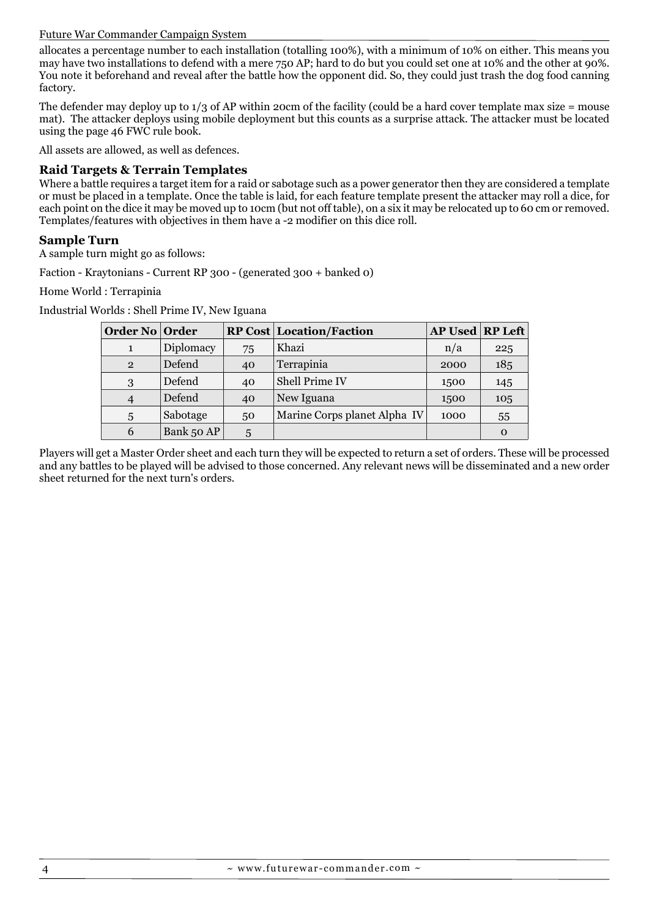allocates a percentage number to each installation (totalling 100%), with a minimum of 10% on either. This means you may have two installations to defend with a mere 750 AP; hard to do but you could set one at 10% and the other at 90%. You note it beforehand and reveal after the battle how the opponent did. So, they could just trash the dog food canning factory.

The defender may deploy up to 1/3 of AP within 20cm of the facility (could be a hard cover template max size = mouse mat). The attacker deploys using mobile deployment but this counts as a surprise attack. The attacker must be located using the page 46 FWC rule book.

All assets are allowed, as well as defences.

### Raid Targets & Terrain Templates

Where a battle requires a target item for a raid or sabotage such as a power generator then they are considered a template or must be placed in a template. Once the table is laid, for each feature template present the attacker may roll a dice, for each point on the dice it may be moved up to 10cm (but not off table), on a six it may be relocated up to 60 cm or removed. Templates/features with objectives in them have a -2 modifier on this dice roll.

### Sample Turn

A sample turn might go as follows:

Faction - Kraytonians - Current RP 300 - (generated 300 + banked 0)

Home World : Terrapinia

Industrial Worlds : Shell Prime IV, New Iguana

| Order No | Order | RP Cost | Location/Faction | AP Used | RP Left |
|---|---|---|---|---|---|
| 1 | Diplomacy | 75 | Khazi | n/a | 225 |
| 2 | Defend | 40 | Terrapinia | 2000 | 185 |
| 3 | Defend | 40 | Shell Prime IV | 1500 | 145 |
| 4 | Defend | 40 | New Iguana | 1500 | 105 |
| 5 | Sabotage | 50 | Marine Corps planet Alpha IV | 1000 | 55 |
| 6 | Bank 50 AP | 5 | | | 0 |

Players will get a Master Order sheet and each turn they will be expected to return a set of orders. These will be processed and any battles to be played will be advised to those concerned. Any relevant news will be disseminated and a new order sheet returned for the next turn's orders.